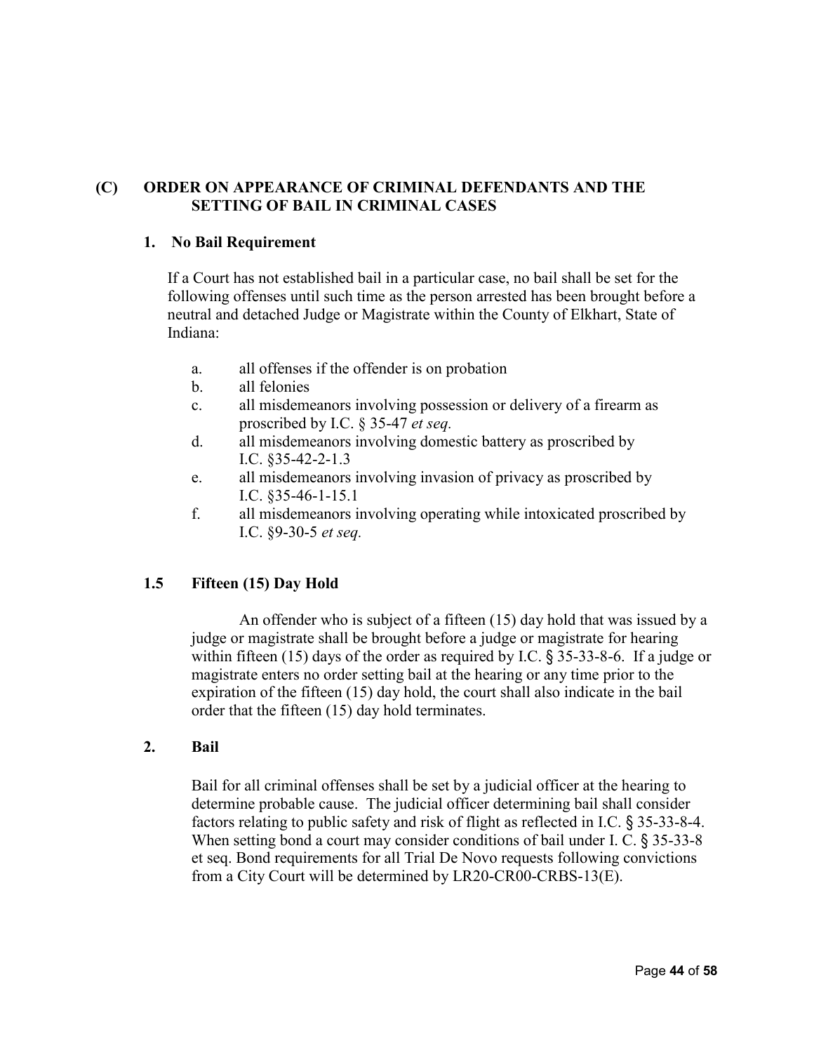## (C) ORDER ON APPEARANCE OF CRIMINAL DEFENDANTS AND THE SETTING OF BAIL IN CRIMINAL CASES

### 1. No Bail Requirement

If a Court has not established bail in a particular case, no bail shall be set for the following offenses until such time as the person arrested has been brought before a neutral and detached Judge or Magistrate within the County of Elkhart, State of Indiana:

a. all offenses if the offender is on probation
b. all felonies
c. all misdemeanors involving possession or delivery of a firearm as proscribed by I.C. § 35-47 *et seq.*
d. all misdemeanors involving domestic battery as proscribed by I.C. §35-42-2-1.3
e. all misdemeanors involving invasion of privacy as proscribed by I.C. §35-46-1-15.1
f. all misdemeanors involving operating while intoxicated proscribed by I.C. §9-30-5 *et seq.*

### 1.5 Fifteen (15) Day Hold

An offender who is subject of a fifteen (15) day hold that was issued by a judge or magistrate shall be brought before a judge or magistrate for hearing within fifteen (15) days of the order as required by I.C. § 35-33-8-6. If a judge or magistrate enters no order setting bail at the hearing or any time prior to the expiration of the fifteen (15) day hold, the court shall also indicate in the bail order that the fifteen (15) day hold terminates.

### 2. Bail

Bail for all criminal offenses shall be set by a judicial officer at the hearing to determine probable cause. The judicial officer determining bail shall consider factors relating to public safety and risk of flight as reflected in I.C. § 35-33-8-4. When setting bond a court may consider conditions of bail under I. C. § 35-33-8 et seq. Bond requirements for all Trial De Novo requests following convictions from a City Court will be determined by LR20-CR00-CRBS-13(E).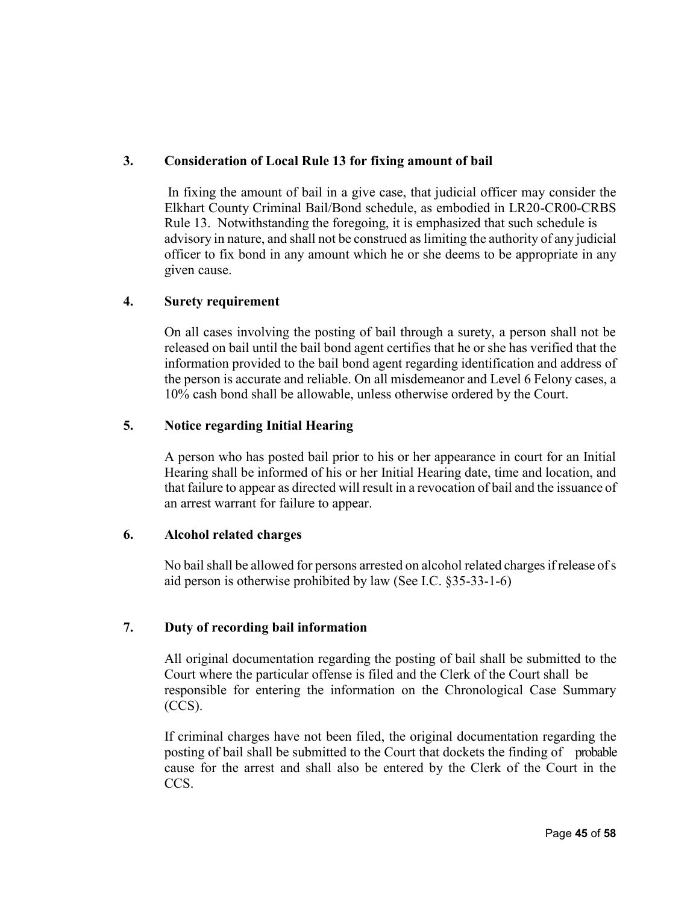**3. Consideration of Local Rule 13 for fixing amount of bail**

In fixing the amount of bail in a give case, that judicial officer may consider the Elkhart County Criminal Bail/Bond schedule, as embodied in LR20-CR00-CRBS Rule 13. Notwithstanding the foregoing, it is emphasized that such schedule is advisory in nature, and shall not be construed as limiting the authority of any judicial officer to fix bond in any amount which he or she deems to be appropriate in any given cause.

**4. Surety requirement**

On all cases involving the posting of bail through a surety, a person shall not be released on bail until the bail bond agent certifies that he or she has verified that the information provided to the bail bond agent regarding identification and address of the person is accurate and reliable. On all misdemeanor and Level 6 Felony cases, a 10% cash bond shall be allowable, unless otherwise ordered by the Court.

**5. Notice regarding Initial Hearing**

A person who has posted bail prior to his or her appearance in court for an Initial Hearing shall be informed of his or her Initial Hearing date, time and location, and that failure to appear as directed will result in a revocation of bail and the issuance of an arrest warrant for failure to appear.

**6. Alcohol related charges**

No bail shall be allowed for persons arrested on alcohol related charges if release of s aid person is otherwise prohibited by law (See I.C. §35-33-1-6)

**7. Duty of recording bail information**

All original documentation regarding the posting of bail shall be submitted to the Court where the particular offense is filed and the Clerk of the Court shall be responsible for entering the information on the Chronological Case Summary (CCS).

If criminal charges have not been filed, the original documentation regarding the posting of bail shall be submitted to the Court that dockets the finding of probable cause for the arrest and shall also be entered by the Clerk of the Court in the CCS.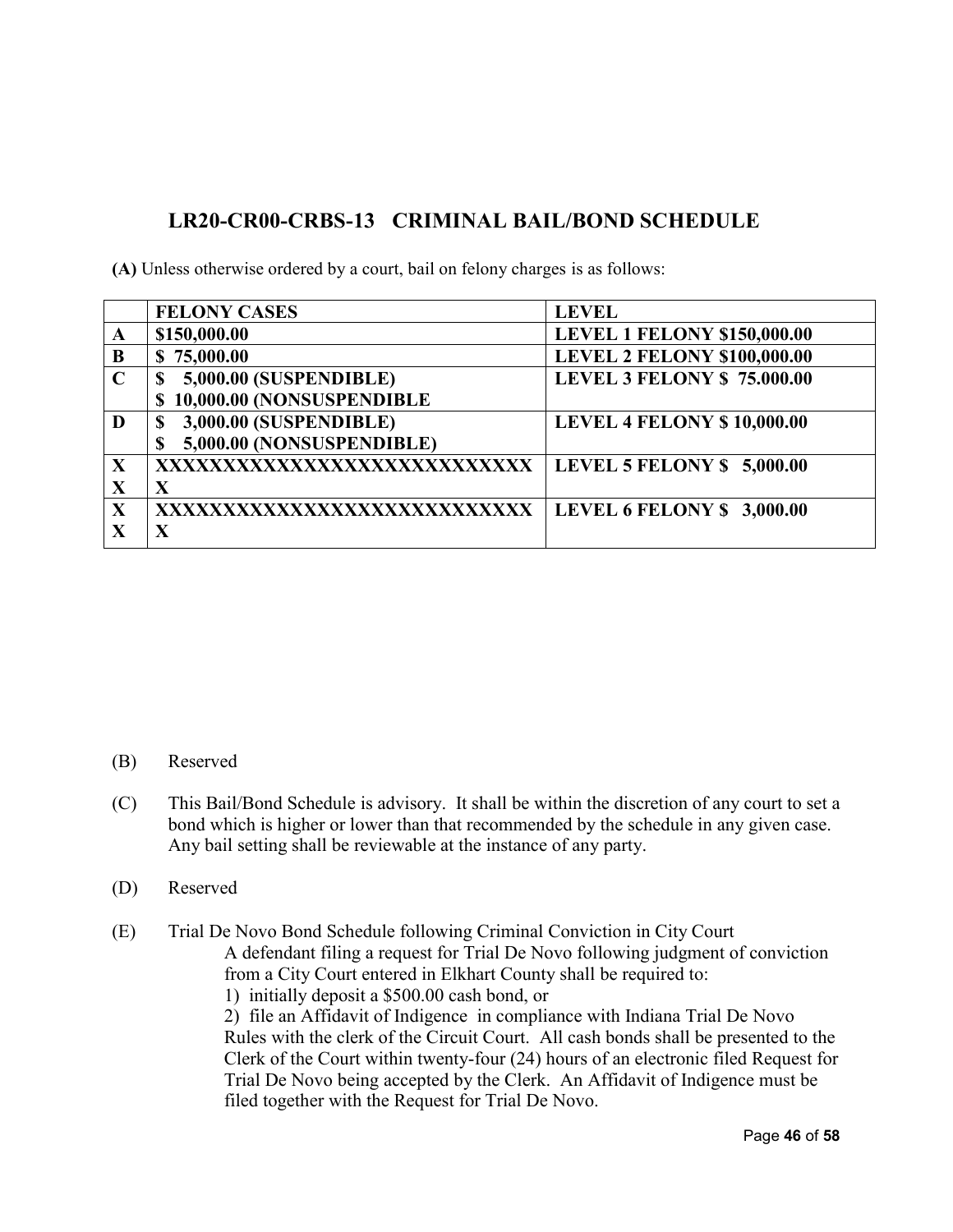## LR20-CR00-CRBS-13 CRIMINAL BAIL/BOND SCHEDULE

**(A)** Unless otherwise ordered by a court, bail on felony charges is as follows:

| | FELONY CASES | LEVEL |
|---|---|---|
| **A** | **$150,000.00** | **LEVEL 1 FELONY $150,000.00** |
| **B** | **$ 75,000.00** | **LEVEL 2 FELONY $100,000.00** |
| **C** | **$ 5,000.00 (SUSPENDIBLE)**<br>**$ 10,000.00 (NONSUSPENDIBLE** | **LEVEL 3 FELONY $ 75.000.00** |
| **D** | **$ 3,000.00 (SUSPENDIBLE)**<br>**$ 5,000.00 (NONSUSPENDIBLE)** | **LEVEL 4 FELONY $ 10,000.00** |
| **XX** | **XXXXXXXXXXXXXXXXXXXXXXXXXXXX** | **LEVEL 5 FELONY $ 5,000.00** |
| **XX** | **XXXXXXXXXXXXXXXXXXXXXXXXXXXX** | **LEVEL 6 FELONY $ 3,000.00** |

(B) Reserved

(C) This Bail/Bond Schedule is advisory. It shall be within the discretion of any court to set a bond which is higher or lower than that recommended by the schedule in any given case. Any bail setting shall be reviewable at the instance of any party.

(D) Reserved

(E) Trial De Novo Bond Schedule following Criminal Conviction in City Court

A defendant filing a request for Trial De Novo following judgment of conviction from a City Court entered in Elkhart County shall be required to:

1) initially deposit a $500.00 cash bond, or

2) file an Affidavit of Indigence in compliance with Indiana Trial De Novo Rules with the clerk of the Circuit Court. All cash bonds shall be presented to the Clerk of the Court within twenty-four (24) hours of an electronic filed Request for Trial De Novo being accepted by the Clerk. An Affidavit of Indigence must be filed together with the Request for Trial De Novo.